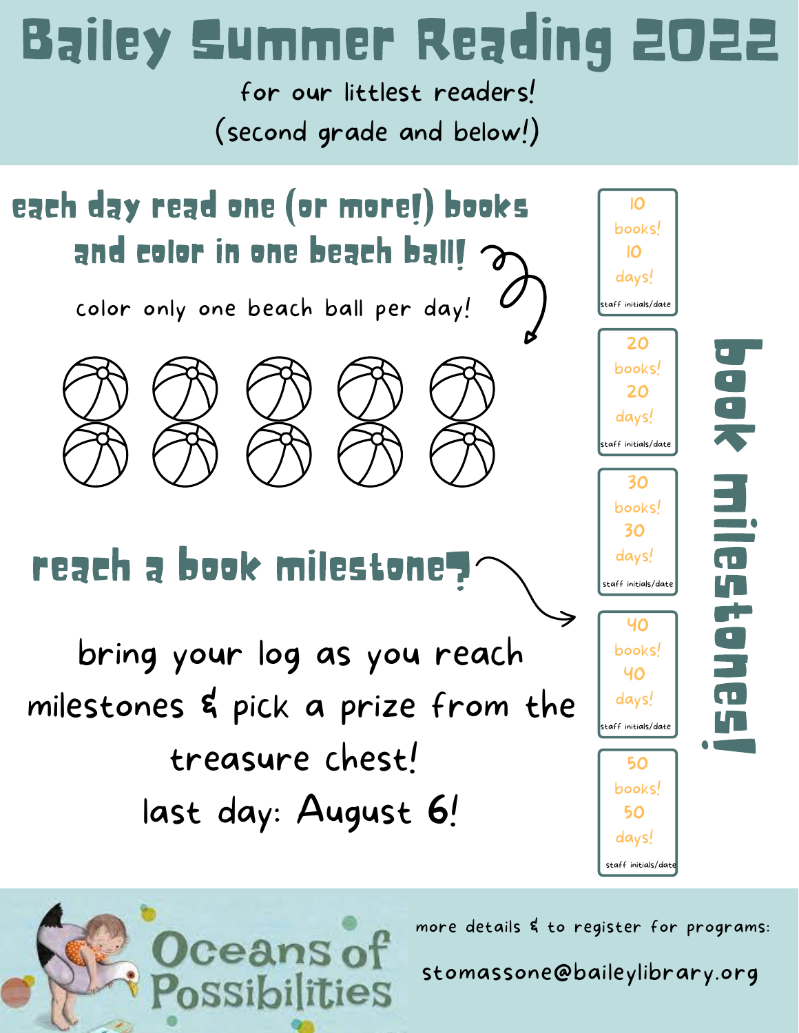# Bailey Summer Reading 2022

for our littlest readers!

(second grade and below!)

## each day read one (or more!) books and color in one beach ball!

color only one beach ball per day!

## reach a book milestone?

bring your log as you reach milestones & pick a prize from the treasure chest!

last day: August 6!

## book milestones!

- 10 books! 10 days! — staff initials/date
- 20 books! 20 days! — staff initials/date
- 30 books! 30 days! — staff initials/date
- 40 books! 40 days! — staff initials/date
- 50 books! 50 days! — staff initials/date

Oceans of Possibilities

more details & to register for programs:

stomassone@baileylibrary.org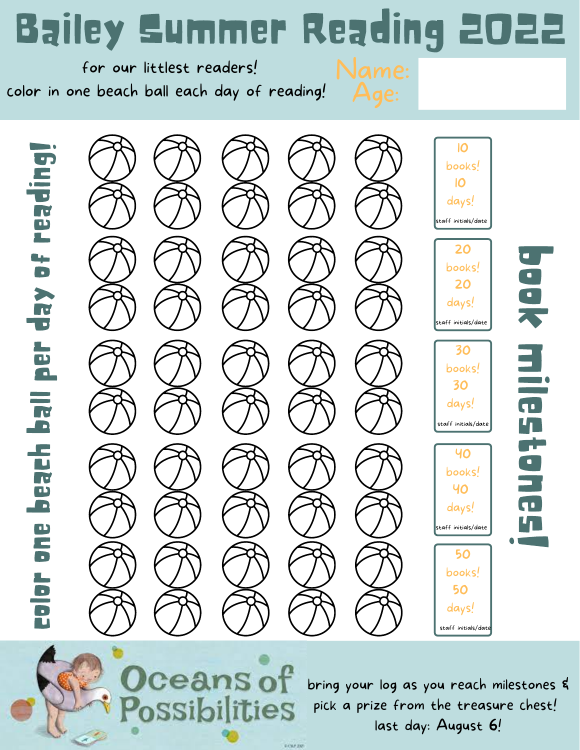# Bailey Summer Reading 2022

for our littlest readers!

color in one beach ball each day of reading!

Name:

Age:

color one beach ball per day of reading!

10 books! 10 days!
staff initials/date

20 books! 20 days!
staff initials/date

30 books! 30 days!
staff initials/date

40 books! 40 days!
staff initials/date

50 books! 50 days!
staff initials/date

book milestones!

Oceans of Possibilities

bring your log as you reach milestones & pick a prize from the treasure chest!
last day: August 6!